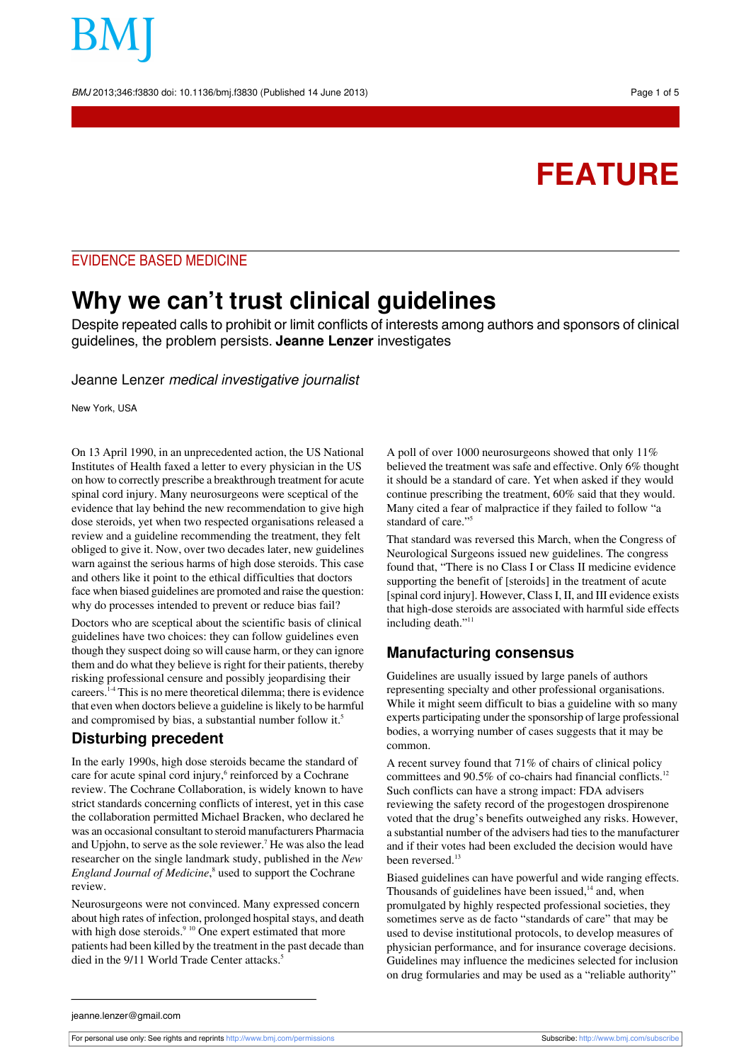FEATURE

EVIDENCE BASED MEDICINE

# Why we can't trust clinical guidelines

Despite repeated calls to prohibit or limit conflicts of interests among authors and sponsors of clinical guidelines, the problem persists. **Jeanne Lenzer** investigates

Jeanne Lenzer *medical investigative journalist*

New York, USA

On 13 April 1990, in an unprecedented action, the US National Institutes of Health faxed a letter to every physician in the US on how to correctly prescribe a breakthrough treatment for acute spinal cord injury. Many neurosurgeons were sceptical of the evidence that lay behind the new recommendation to give high dose steroids, yet when two respected organisations released a review and a guideline recommending the treatment, they felt obliged to give it. Now, over two decades later, new guidelines warn against the serious harms of high dose steroids. This case and others like it point to the ethical difficulties that doctors face when biased guidelines are promoted and raise the question: why do processes intended to prevent or reduce bias fail?

Doctors who are sceptical about the scientific basis of clinical guidelines have two choices: they can follow guidelines even though they suspect doing so will cause harm, or they can ignore them and do what they believe is right for their patients, thereby risking professional censure and possibly jeopardising their careers.[1-4] This is no mere theoretical dilemma; there is evidence that even when doctors believe a guideline is likely to be harmful and compromised by bias, a substantial number follow it.[5]

## Disturbing precedent

In the early 1990s, high dose steroids became the standard of care for acute spinal cord injury,[6] reinforced by a Cochrane review. The Cochrane Collaboration, is widely known to have strict standards concerning conflicts of interest, yet in this case the collaboration permitted Michael Bracken, who declared he was an occasional consultant to steroid manufacturers Pharmacia and Upjohn, to serve as the sole reviewer.[7] He was also the lead researcher on the single landmark study, published in the *New England Journal of Medicine*,[8] used to support the Cochrane review.

Neurosurgeons were not convinced. Many expressed concern about high rates of infection, prolonged hospital stays, and death with high dose steroids.[9,10] One expert estimated that more patients had been killed by the treatment in the past decade than died in the 9/11 World Trade Center attacks.[5]

A poll of over 1000 neurosurgeons showed that only 11% believed the treatment was safe and effective. Only 6% thought it should be a standard of care. Yet when asked if they would continue prescribing the treatment, 60% said that they would. Many cited a fear of malpractice if they failed to follow "a standard of care."[5]

That standard was reversed this March, when the Congress of Neurological Surgeons issued new guidelines. The congress found that, "There is no Class I or Class II medicine evidence supporting the benefit of [steroids] in the treatment of acute [spinal cord injury]. However, Class I, II, and III evidence exists that high-dose steroids are associated with harmful side effects including death."[11]

## Manufacturing consensus

Guidelines are usually issued by large panels of authors representing specialty and other professional organisations. While it might seem difficult to bias a guideline with so many experts participating under the sponsorship of large professional bodies, a worrying number of cases suggests that it may be common.

A recent survey found that 71% of chairs of clinical policy committees and 90.5% of co-chairs had financial conflicts.[12] Such conflicts can have a strong impact: FDA advisers reviewing the safety record of the progestogen drospirenone voted that the drug's benefits outweighed any risks. However, a substantial number of the advisers had ties to the manufacturer and if their votes had been excluded the decision would have been reversed.[13]

Biased guidelines can have powerful and wide ranging effects. Thousands of guidelines have been issued,[14] and, when promulgated by highly respected professional societies, they sometimes serve as de facto "standards of care" that may be used to devise institutional protocols, to develop measures of physician performance, and for insurance coverage decisions. Guidelines may influence the medicines selected for inclusion on drug formularies and may be used as a "reliable authority"

jeanne.lenzer@gmail.com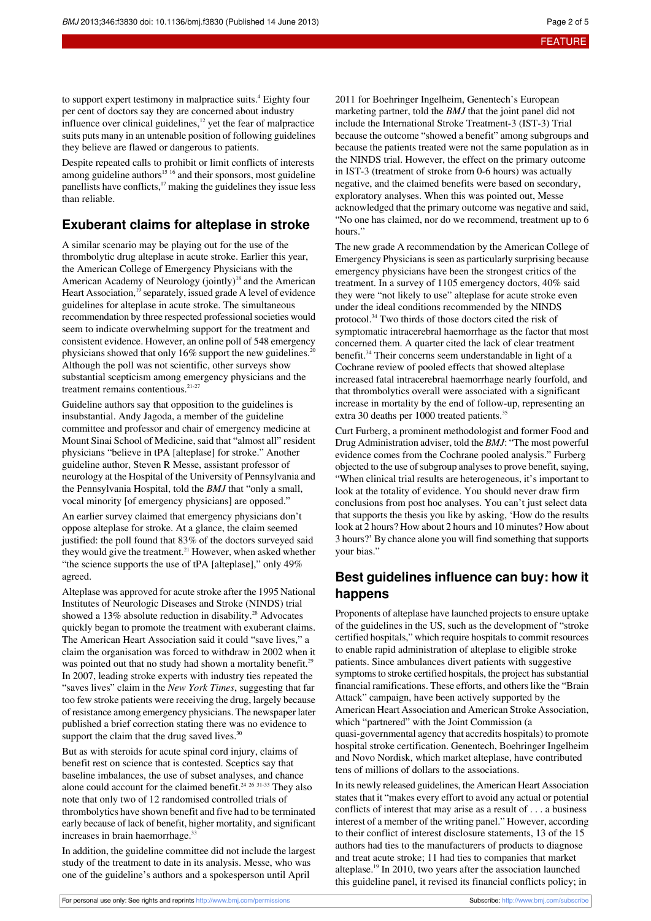to support expert testimony in malpractice suits.[4] Eighty four per cent of doctors say they are concerned about industry influence over clinical guidelines,[12] yet the fear of malpractice suits puts many in an untenable position of following guidelines they believe are flawed or dangerous to patients.

Despite repeated calls to prohibit or limit conflicts of interests among guideline authors[15 16] and their sponsors, most guideline panellists have conflicts,[17] making the guidelines they issue less than reliable.

## Exuberant claims for alteplase in stroke

A similar scenario may be playing out for the use of the thrombolytic drug alteplase in acute stroke. Earlier this year, the American College of Emergency Physicians with the American Academy of Neurology (jointly)[18] and the American Heart Association,[19] separately, issued grade A level of evidence guidelines for alteplase in acute stroke. The simultaneous recommendation by three respected professional societies would seem to indicate overwhelming support for the treatment and consistent evidence. However, an online poll of 548 emergency physicians showed that only 16% support the new guidelines.[20] Although the poll was not scientific, other surveys show substantial scepticism among emergency physicians and the treatment remains contentious.[21-27]

Guideline authors say that opposition to the guidelines is insubstantial. Andy Jagoda, a member of the guideline committee and professor and chair of emergency medicine at Mount Sinai School of Medicine, said that "almost all" resident physicians "believe in tPA [alteplase] for stroke." Another guideline author, Steven R Messe, assistant professor of neurology at the Hospital of the University of Pennsylvania and the Pennsylvania Hospital, told the *BMJ* that "only a small, vocal minority [of emergency physicians] are opposed."

An earlier survey claimed that emergency physicians don't oppose alteplase for stroke. At a glance, the claim seemed justified: the poll found that 83% of the doctors surveyed said they would give the treatment.[21] However, when asked whether "the science supports the use of tPA [alteplase]," only 49% agreed.

Alteplase was approved for acute stroke after the 1995 National Institutes of Neurologic Diseases and Stroke (NINDS) trial showed a 13% absolute reduction in disability.[28] Advocates quickly began to promote the treatment with exuberant claims. The American Heart Association said it could "save lives," a claim the organisation was forced to withdraw in 2002 when it was pointed out that no study had shown a mortality benefit.[29] In 2007, leading stroke experts with industry ties repeated the "saves lives" claim in the *New York Times*, suggesting that far too few stroke patients were receiving the drug, largely because of resistance among emergency physicians. The newspaper later published a brief correction stating there was no evidence to support the claim that the drug saved lives.[30]

But as with steroids for acute spinal cord injury, claims of benefit rest on science that is contested. Sceptics say that baseline imbalances, the use of subset analyses, and chance alone could account for the claimed benefit.[24 26 31-33] They also note that only two of 12 randomised controlled trials of thrombolytics have shown benefit and five had to be terminated early because of lack of benefit, higher mortality, and significant increases in brain haemorrhage.[33]

In addition, the guideline committee did not include the largest study of the treatment to date in its analysis. Messe, who was one of the guideline's authors and a spokesperson until April 2011 for Boehringer Ingelheim, Genentech's European marketing partner, told the *BMJ* that the joint panel did not include the International Stroke Treatment-3 (IST-3) Trial because the outcome "showed a benefit" among subgroups and because the patients treated were not the same population as in the NINDS trial. However, the effect on the primary outcome in IST-3 (treatment of stroke from 0-6 hours) was actually negative, and the claimed benefits were based on secondary, exploratory analyses. When this was pointed out, Messe acknowledged that the primary outcome was negative and said, "No one has claimed, nor do we recommend, treatment up to 6 hours."

The new grade A recommendation by the American College of Emergency Physicians is seen as particularly surprising because emergency physicians have been the strongest critics of the treatment. In a survey of 1105 emergency doctors, 40% said they were "not likely to use" alteplase for acute stroke even under the ideal conditions recommended by the NINDS protocol.[34] Two thirds of those doctors cited the risk of symptomatic intracerebral haemorrhage as the factor that most concerned them. A quarter cited the lack of clear treatment benefit.[34] Their concerns seem understandable in light of a Cochrane review of pooled effects that showed alteplase increased fatal intracerebral haemorrhage nearly fourfold, and that thrombolytics overall were associated with a significant increase in mortality by the end of follow-up, representing an extra 30 deaths per 1000 treated patients.[35]

Curt Furberg, a prominent methodologist and former Food and Drug Administration adviser, told the *BMJ*: "The most powerful evidence comes from the Cochrane pooled analysis." Furberg objected to the use of subgroup analyses to prove benefit, saying, "When clinical trial results are heterogeneous, it's important to look at the totality of evidence. You should never draw firm conclusions from post hoc analyses. You can't just select data that supports the thesis you like by asking, 'How do the results look at 2 hours? How about 2 hours and 10 minutes? How about 3 hours?' By chance alone you will find something that supports your bias."

## Best guidelines influence can buy: how it happens

Proponents of alteplase have launched projects to ensure uptake of the guidelines in the US, such as the development of "stroke certified hospitals," which require hospitals to commit resources to enable rapid administration of alteplase to eligible stroke patients. Since ambulances divert patients with suggestive symptoms to stroke certified hospitals, the project has substantial financial ramifications. These efforts, and others like the "Brain Attack" campaign, have been actively supported by the American Heart Association and American Stroke Association, which "partnered" with the Joint Commission (a quasi-governmental agency that accredits hospitals) to promote hospital stroke certification. Genentech, Boehringer Ingelheim and Novo Nordisk, which market alteplase, have contributed tens of millions of dollars to the associations.

In its newly released guidelines, the American Heart Association states that it "makes every effort to avoid any actual or potential conflicts of interest that may arise as a result of . . . a business interest of a member of the writing panel." However, according to their conflict of interest disclosure statements, 13 of the 15 authors had ties to the manufacturers of products to diagnose and treat acute stroke; 11 had ties to companies that market alteplase.[19] In 2010, two years after the association launched this guideline panel, it revised its financial conflicts policy; in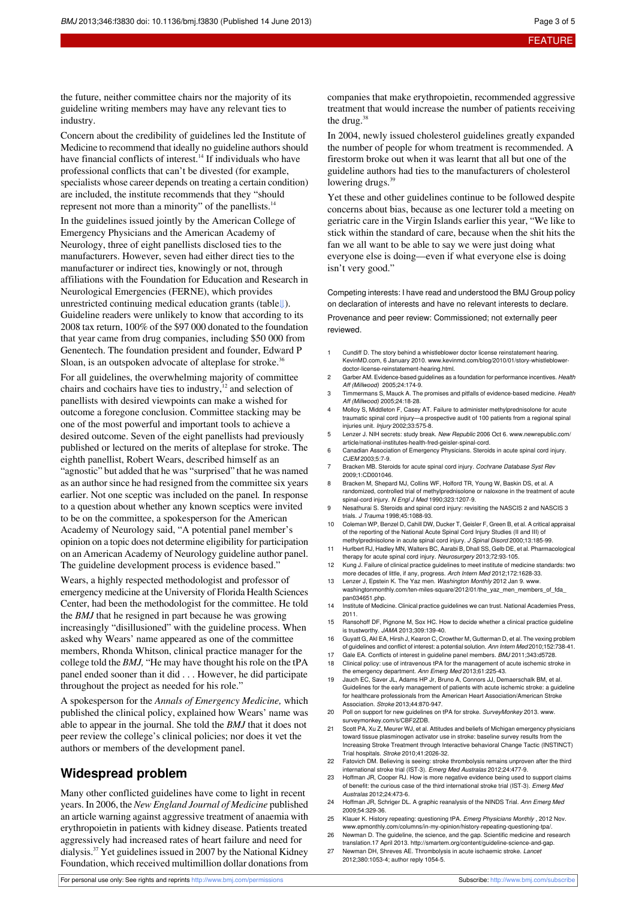the future, neither committee chairs nor the majority of its guideline writing members may have any relevant ties to industry.

Concern about the credibility of guidelines led the Institute of Medicine to recommend that ideally no guideline authors should have financial conflicts of interest.[14] If individuals who have professional conflicts that can't be divested (for example, specialists whose career depends on treating a certain condition) are included, the institute recommends that they "should represent not more than a minority" of the panellists.[14]

In the guidelines issued jointly by the American College of Emergency Physicians and the American Academy of Neurology, three of eight panellists disclosed ties to the manufacturers. However, seven had either direct ties to the manufacturer or indirect ties, knowingly or not, through affiliations with the Foundation for Education and Research in Neurological Emergencies (FERNE), which provides unrestricted continuing medical education grants (table⇓). Guideline readers were unlikely to know that according to its 2008 tax return, 100% of the $97 000 donated to the foundation that year came from drug companies, including $50 000 from Genentech. The foundation president and founder, Edward P Sloan, is an outspoken advocate of alteplase for stroke.[36]

For all guidelines, the overwhelming majority of committee chairs and cochairs have ties to industry,[12] and selection of panellists with desired viewpoints can make a wished for outcome a foregone conclusion. Committee stacking may be one of the most powerful and important tools to achieve a desired outcome. Seven of the eight panellists had previously published or lectured on the merits of alteplase for stroke. The eighth panellist, Robert Wears, described himself as an "agnostic" but added that he was "surprised" that he was named as an author since he had resigned from the committee six years earlier. Not one sceptic was included on the panel*.* In response to a question about whether any known sceptics were invited to be on the committee, a spokesperson for the American Academy of Neurology said, "A potential panel member's opinion on a topic does not determine eligibility for participation on an American Academy of Neurology guideline author panel. The guideline development process is evidence based."

Wears, a highly respected methodologist and professor of emergency medicine at the University of Florida Health Sciences Center, had been the methodologist for the committee. He told the *BMJ* that he resigned in part because he was growing increasingly "disillusioned" with the guideline process. When asked why Wears' name appeared as one of the committee members, Rhonda Whitson, clinical practice manager for the college told the *BMJ,* "He may have thought his role on the tPA panel ended sooner than it did . . . However, he did participate throughout the project as needed for his role."

A spokesperson for the *Annals of Emergency Medicine,* which published the clinical policy, explained how Wears' name was able to appear in the journal. She told the *BMJ* that it does not peer review the college's clinical policies; nor does it vet the authors or members of the development panel.

## Widespread problem

Many other conflicted guidelines have come to light in recent years. In 2006, the *New England Journal of Medicine* published an article warning against aggressive treatment of anaemia with erythropoietin in patients with kidney disease. Patients treated aggressively had increased rates of heart failure and need for dialysis.[37] Yet guidelines issued in 2007 by the National Kidney Foundation, which received multimillion dollar donations from companies that make erythropoietin, recommended aggressive treatment that would increase the number of patients receiving the drug.[38]

In 2004, newly issued cholesterol guidelines greatly expanded the number of people for whom treatment is recommended. A firestorm broke out when it was learnt that all but one of the guideline authors had ties to the manufacturers of cholesterol lowering drugs.[39]

Yet these and other guidelines continue to be followed despite concerns about bias, because as one lecturer told a meeting on geriatric care in the Virgin Islands earlier this year, "We like to stick within the standard of care, because when the shit hits the fan we all want to be able to say we were just doing what everyone else is doing—even if what everyone else is doing isn't very good."

Competing interests: I have read and understood the BMJ Group policy on declaration of interests and have no relevant interests to declare.

Provenance and peer review: Commissioned; not externally peer reviewed.

1. Cundiff D. The story behind a whistleblower doctor license reinstatement hearing. KevinMD.com, 6 January 2010. www.kevinmd.com/blog/2010/01/story-whistleblower-doctor-license-reinstatement-hearing.html.
2. Garber AM. Evidence-based guidelines as a foundation for performance incentives. *Health Aff (Millwood)* 2005;24:174-9.
3. Timmermans S, Mauck A. The promises and pitfalls of evidence-based medicine. *Health Aff (Millwood)* 2005;24:18-28.
4. Molloy S, Middleton F, Casey AT. Failure to administer methylprednisolone for acute traumatic spinal cord injury—a prospective audit of 100 patients from a regional spinal injuries unit. *Injury* 2002;33:575-8.
5. Lenzer J. NIH secrets: study break. *New Republic* 2006 Oct 6. www.newrepublic.com/article/national-institutes-health-fred-geisler-spinal-cord.
6. Canadian Association of Emergency Physicians. Steroids in acute spinal cord injury. *CJEM* 2003;5:7-9.
7. Bracken MB. Steroids for acute spinal cord injury. *Cochrane Database Syst Rev* 2009;1:CD001046.
8. Bracken M, Shepard MJ, Collins WF, Holford TR, Young W, Baskin DS, et al. A randomized, controlled trial of methylprednisolone or naloxone in the treatment of acute spinal-cord injury. *N Engl J Med* 1990;323:1207-9.
9. Nesathurai S. Steroids and spinal cord injury: revisiting the NASCIS 2 and NASCIS 3 trials. *J Trauma* 1998;45:1088-93.
10. Coleman WP, Benzel D, Cahill DW, Ducker T, Geisler F, Green B, et al. A critical appraisal of the reporting of the National Acute Spinal Cord Injury Studies (II and III) of methylprednisolone in acute spinal cord injury. *J Spinal Disord* 2000;13:185-99.
11. Hurlbert RJ, Hadley MN, Walters BC, Aarabi B, Dhall SS, Gelb DE, et al. Pharmacological therapy for acute spinal cord injury. *Neurosurgery* 2013;72:93-105.
12. Kung J. Failure of clinical practice guidelines to meet institute of medicine standards: two more decades of little, if any, progress. *Arch Intern Med* 2012;172:1628-33.
13. Lenzer J, Epstein K. The Yaz men. *Washington Monthly* 2012 Jan 9. www.washingtonmonthly.com/ten-miles-square/2012/01/the_yaz_men_members_of_fda_pan034651.php.
14. Institute of Medicine. Clinical practice guidelines we can trust. National Academies Press, 2011.
15. Ransohoff DF, Pignone M, Sox HC. How to decide whether a clinical practice guideline is trustworthy. *JAMA* 2013;309:139-40.
16. Guyatt G, Akl EA, Hirsh J, Kearon C, Crowther M, Gutterman D, et al. The vexing problem of guidelines and conflict of interest: a potential solution. *Ann Intern Med* 2010;152:738-41.
17. Gale EA. Conflicts of interest in guideline panel members. *BMJ* 2011;343:d5728.
18. Clinical policy: use of intravenous tPA for the management of acute ischemic stroke in the emergency department. *Ann Emerg Med* 2013;61:225-43.
19. Jauch EC, Saver JL, Adams HP Jr, Bruno A, Connors JJ, Demaerschalk BM, et al. Guidelines for the early management of patients with acute ischemic stroke: a guideline for healthcare professionals from the American Heart Association/American Stroke Association. *Stroke* 2013;44:870-947.
20. Poll on support for new guidelines on tPA for stroke. *SurveyMonkey* 2013. www.surveymonkey.com/s/CBF2ZDB.
21. Scott PA, Xu Z, Meurer WJ, et al. Attitudes and beliefs of Michigan emergency physicians toward tissue plasminogen activator use in stroke: baseline survey results from the Increasing Stroke Treatment through Interactive behavioral Change Tactic (INSTINCT) Trial hospitals. *Stroke* 2010;41:2026-32.
22. Fatovich DM. Believing is seeing: stroke thrombolysis remains unproven after the third international stroke trial (IST-3). *Emerg Med Australas* 2012;24:477-9.
23. Hoffman JR, Cooper RJ. How is more negative evidence being used to support claims of benefit: the curious case of the third international stroke trial (IST-3). *Emerg Med Australas* 2012;24:473-6.
24. Hoffman JR, Schriger DL. A graphic reanalysis of the NINDS Trial. *Ann Emerg Med* 2009;54:329-36.
25. Klauer K. History repeating: questioning tPA. *Emerg Physicians Monthly* , 2012 Nov. www.epmonthly.com/columns/in-my-opinion/history-repeating-questioning-tpa/.
26. Newman D. The guideline, the science, and the gap. Scientific medicine and research translation.17 April 2013. http://smartem.org/content/guideline-science-and-gap.
27. Newman DH, Shreves AE. Thrombolysis in acute ischaemic stroke. *Lancet* 2012;380:1053-4; author reply 1054-5.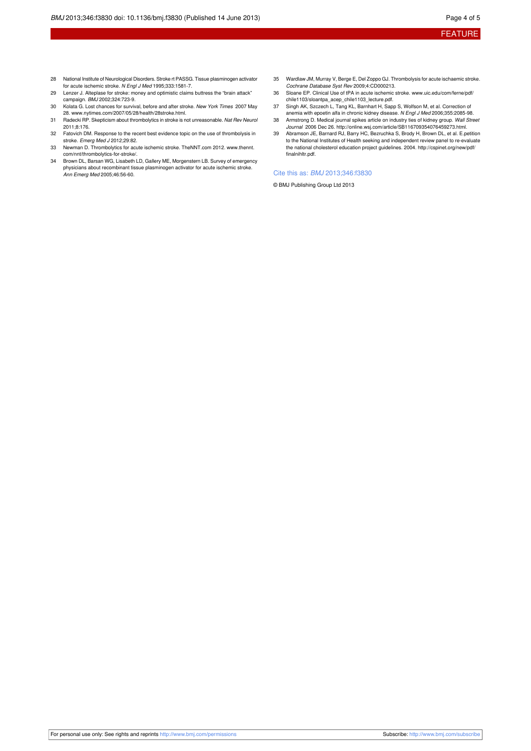28. National Institute of Neurological Disorders. Stroke rt PASSG. Tissue plasminogen activator for acute ischemic stroke. *N Engl J Med* 1995;333:1581-7.
29. Lenzer J. Alteplase for stroke: money and optimistic claims buttress the "brain attack" campaign. *BMJ* 2002;324:723-9.
30. Kolata G. Lost chances for survival, before and after stroke. *New York Times* 2007 May 28. www.nytimes.com/2007/05/28/health/28stroke.html.
31. Radecki RP. Skepticism about thrombolytics in stroke is not unreasonable. *Nat Rev Neurol* 2011;8:176.
32. Fatovich DM. Response to the recent best evidence topic on the use of thrombolysis in stroke. *Emerg Med J* 2012;29:82.
33. Newman D. Thrombolytics for acute ischemic stroke. TheNNT.com 2012. www.thennt.com/nnt/thrombolytics-for-stroke/.
34. Brown DL, Barsan WG, Lisabeth LD, Gallery ME, Morgenstern LB. Survey of emergency physicians about recombinant tissue plasminogen activator for acute ischemic stroke. *Ann Emerg Med* 2005;46:56-60.
35. Wardlaw JM, Murray V, Berge E, Del Zoppo GJ. Thrombolysis for acute ischaemic stroke. *Cochrane Database Syst Rev* 2009;4:CD000213.
36. Sloane EP. Clinical Use of tPA in acute ischemic stroke. www.uic.edu/com/ferne/pdf/chile1103/sloantpa_acep_chile1103_lecture.pdf.
37. Singh AK, Szczech L, Tang KL, Barnhart H, Sapp S, Wolfson M, et al. Correction of anemia with epoetin alfa in chronic kidney disease. *N Engl J Med* 2006;355:2085-98.
38. Armstrong D. Medical journal spikes article on industry ties of kidney group. *Wall Street Journal* 2006 Dec 26. http://online.wsj.com/article/SB116709354076459273.html.
39. Abramson JE, Barnard RJ, Barry HC, Bezruchka S, Brody H, Brown DL, et al. E.petition to the National Institutes of Health seeking and independent review panel to re-evaluate the national cholesterol education project guidelines. 2004. http://cspinet.org/new/pdf/finalnihltr.pdf.

Cite this as: *BMJ* 2013;346:f3830

© BMJ Publishing Group Ltd 2013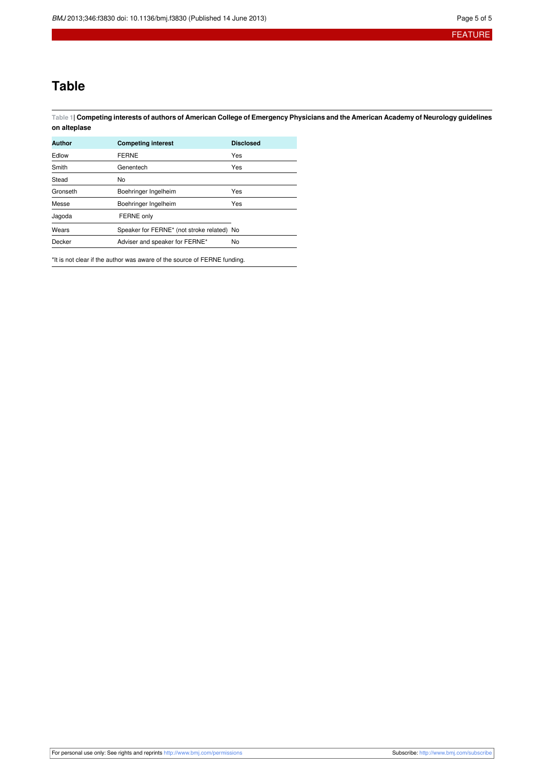# Table

**Table 1| Competing interests of authors of American College of Emergency Physicians and the American Academy of Neurology guidelines on alteplase**

| Author | Competing interest | Disclosed |
|---|---|---|
| Edlow | FERNE | Yes |
| Smith | Genentech | Yes |
| Stead | No | |
| Gronseth | Boehringer Ingelheim | Yes |
| Messe | Boehringer Ingelheim | Yes |
| Jagoda | FERNE only | |
| Wears | Speaker for FERNE* (not stroke related) | No |
| Decker | Adviser and speaker for FERNE* | No |

*It is not clear if the author was aware of the source of FERNE funding.